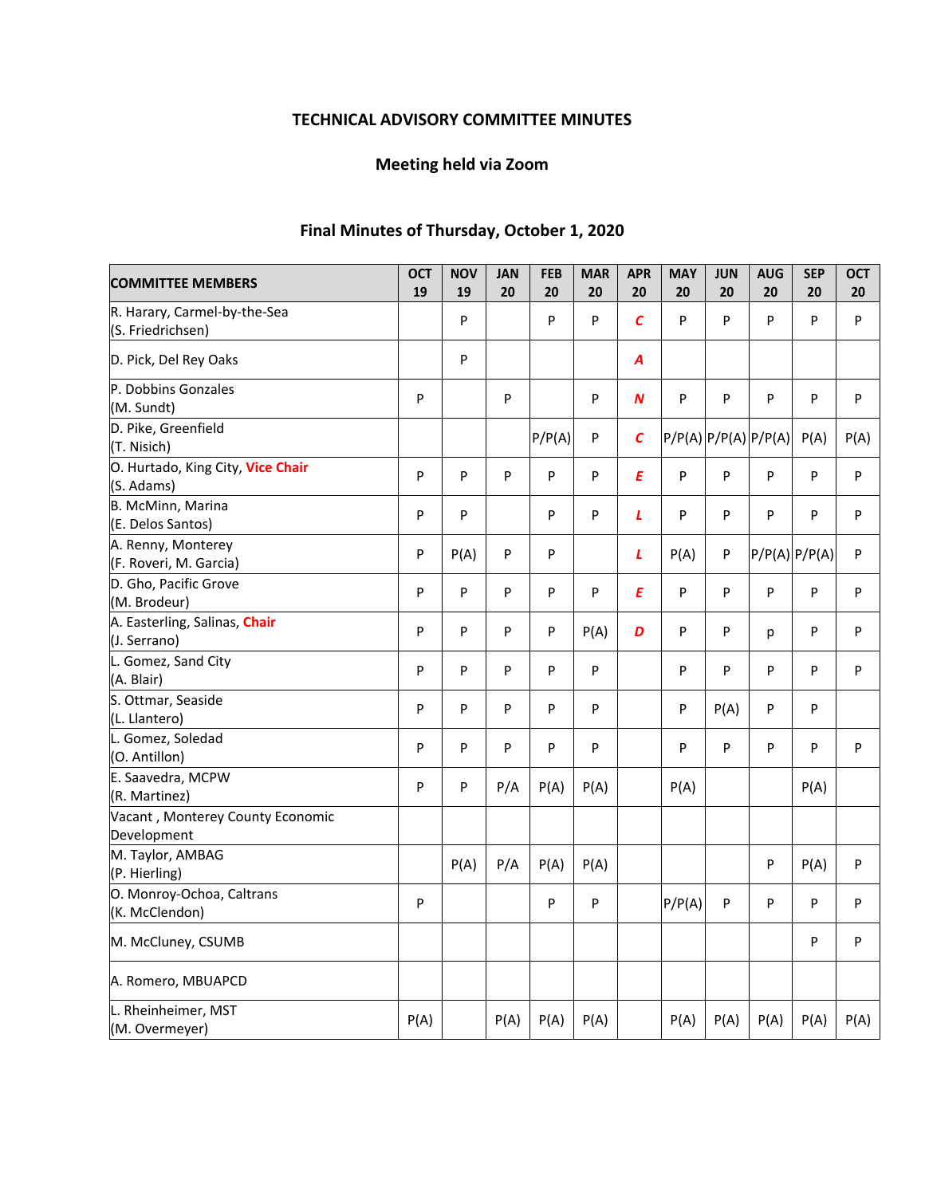# TECHNICAL ADVISORY COMMITTEE MINUTES

## Meeting held via Zoom

## Final Minutes of Thursday, October 1, 2020

| COMMITTEE MEMBERS | OCT 19 | NOV 19 | JAN 20 | FEB 20 | MAR 20 | APR 20 | MAY 20 | JUN 20 | AUG 20 | SEP 20 | OCT 20 |
|---|---|---|---|---|---|---|---|---|---|---|---|
| R. Harary, Carmel-by-the-Sea (S. Friedrichsen) | | P | | P | P | *C* | P | P | P | P | P |
| D. Pick, Del Rey Oaks | | P | | | | *A* | | | | | |
| P. Dobbins Gonzales (M. Sundt) | P | | P | | P | *N* | P | P | P | P | P |
| D. Pike, Greenfield (T. Nisich) | | | | P/P(A) | P | *C* | P/P(A) | P/P(A) | P/P(A) | P(A) | P(A) |
| O. Hurtado, King City, **Vice Chair** (S. Adams) | P | P | P | P | P | *E* | P | P | P | P | P |
| B. McMinn, Marina (E. Delos Santos) | P | P | | P | P | *L* | P | P | P | P | P |
| A. Renny, Monterey (F. Roveri, M. Garcia) | P | P(A) | P | P | | *L* | P(A) | P | P/P(A) | P/P(A) | P |
| D. Gho, Pacific Grove (M. Brodeur) | P | P | P | P | P | *E* | P | P | P | P | P |
| A. Easterling, Salinas, **Chair** (J. Serrano) | P | P | P | P | P(A) | *D* | P | P | p | P | P |
| L. Gomez, Sand City (A. Blair) | P | P | P | P | P | | P | P | P | P | P |
| S. Ottmar, Seaside (L. Llantero) | P | P | P | P | P | | P | P(A) | P | P | |
| L. Gomez, Soledad (O. Antillon) | P | P | P | P | P | | P | P | P | P | P |
| E. Saavedra, MCPW (R. Martinez) | P | P | P/A | P(A) | P(A) | | P(A) | | | P(A) | |
| Vacant , Monterey County Economic Development | | | | | | | | | | | |
| M. Taylor, AMBAG (P. Hierling) | | P(A) | P/A | P(A) | P(A) | | | | P | P(A) | P |
| O. Monroy-Ochoa, Caltrans (K. McClendon) | P | | | P | P | | P/P(A) | P | P | P | P |
| M. McCluney, CSUMB | | | | | | | | | | P | P |
| A. Romero, MBUAPCD | | | | | | | | | | | |
| L. Rheinheimer, MST (M. Overmeyer) | P(A) | | P(A) | P(A) | P(A) | | P(A) | P(A) | P(A) | P(A) | P(A) |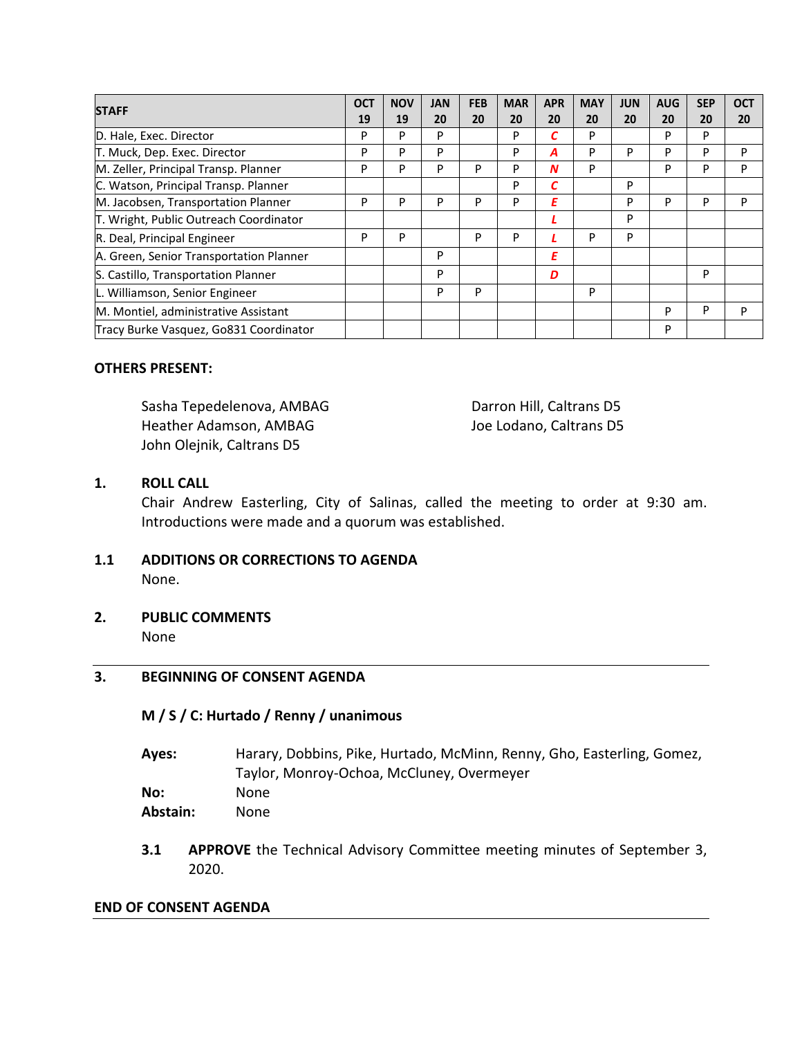| STAFF | OCT 19 | NOV 19 | JAN 20 | FEB 20 | MAR 20 | APR 20 | MAY 20 | JUN 20 | AUG 20 | SEP 20 | OCT 20 |
|---|---|---|---|---|---|---|---|---|---|---|---|
| D. Hale, Exec. Director | P | P | P | | P | *C* | P | | P | P | |
| T. Muck, Dep. Exec. Director | P | P | P | | P | *A* | P | P | P | P | P |
| M. Zeller, Principal Transp. Planner | P | P | P | P | P | *N* | P | | P | P | P |
| C. Watson, Principal Transp. Planner | | | | | P | *C* | | P | | | |
| M. Jacobsen, Transportation Planner | P | P | P | P | P | *E* | | P | P | P | P |
| T. Wright, Public Outreach Coordinator | | | | | | *L* | | P | | | |
| R. Deal, Principal Engineer | P | P | | P | P | *L* | P | P | | | |
| A. Green, Senior Transportation Planner | | | P | | | *E* | | | | | |
| S. Castillo, Transportation Planner | | | P | | | *D* | | | | P | |
| L. Williamson, Senior Engineer | | | P | P | | | P | | | | |
| M. Montiel, administrative Assistant | | | | | | | | | P | P | P |
| Tracy Burke Vasquez, Go831 Coordinator | | | | | | | | | P | | |

**OTHERS PRESENT:**

Sasha Tepedelenova, AMBAG
Heather Adamson, AMBAG
John Olejnik, Caltrans D5
Darron Hill, Caltrans D5
Joe Lodano, Caltrans D5

**1. ROLL CALL**

Chair Andrew Easterling, City of Salinas, called the meeting to order at 9:30 am. Introductions were made and a quorum was established.

**1.1 ADDITIONS OR CORRECTIONS TO AGENDA**

None.

**2. PUBLIC COMMENTS**

None

---

**3. BEGINNING OF CONSENT AGENDA**

**M / S / C: Hurtado / Renny / unanimous**

**Ayes:** Harary, Dobbins, Pike, Hurtado, McMinn, Renny, Gho, Easterling, Gomez, Taylor, Monroy-Ochoa, McCluney, Overmeyer
**No:** None
**Abstain:** None

**3.1 APPROVE** the Technical Advisory Committee meeting minutes of September 3, 2020.

**END OF CONSENT AGENDA**

---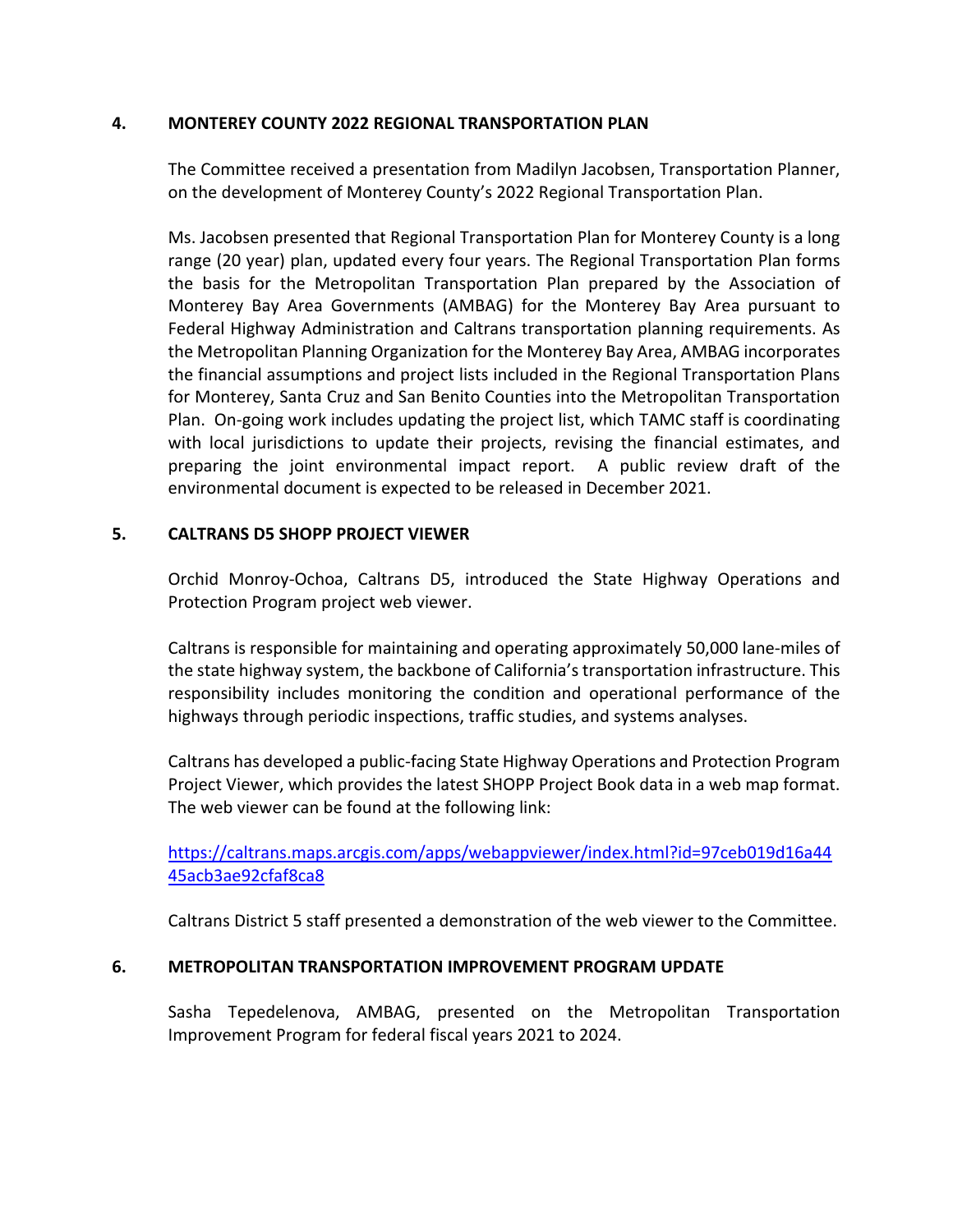## 4. MONTEREY COUNTY 2022 REGIONAL TRANSPORTATION PLAN

The Committee received a presentation from Madilyn Jacobsen, Transportation Planner, on the development of Monterey County's 2022 Regional Transportation Plan.

Ms. Jacobsen presented that Regional Transportation Plan for Monterey County is a long range (20 year) plan, updated every four years. The Regional Transportation Plan forms the basis for the Metropolitan Transportation Plan prepared by the Association of Monterey Bay Area Governments (AMBAG) for the Monterey Bay Area pursuant to Federal Highway Administration and Caltrans transportation planning requirements. As the Metropolitan Planning Organization for the Monterey Bay Area, AMBAG incorporates the financial assumptions and project lists included in the Regional Transportation Plans for Monterey, Santa Cruz and San Benito Counties into the Metropolitan Transportation Plan. On-going work includes updating the project list, which TAMC staff is coordinating with local jurisdictions to update their projects, revising the financial estimates, and preparing the joint environmental impact report. A public review draft of the environmental document is expected to be released in December 2021.

## 5. CALTRANS D5 SHOPP PROJECT VIEWER

Orchid Monroy-Ochoa, Caltrans D5, introduced the State Highway Operations and Protection Program project web viewer.

Caltrans is responsible for maintaining and operating approximately 50,000 lane-miles of the state highway system, the backbone of California's transportation infrastructure. This responsibility includes monitoring the condition and operational performance of the highways through periodic inspections, traffic studies, and systems analyses.

Caltrans has developed a public-facing State Highway Operations and Protection Program Project Viewer, which provides the latest SHOPP Project Book data in a web map format. The web viewer can be found at the following link:

[https://caltrans.maps.arcgis.com/apps/webappviewer/index.html?id=97ceb019d16a4445acb3ae92cfaf8ca8](https://caltrans.maps.arcgis.com/apps/webappviewer/index.html?id=97ceb019d16a4445acb3ae92cfaf8ca8)

Caltrans District 5 staff presented a demonstration of the web viewer to the Committee.

## 6. METROPOLITAN TRANSPORTATION IMPROVEMENT PROGRAM UPDATE

Sasha Tepedelenova, AMBAG, presented on the Metropolitan Transportation Improvement Program for federal fiscal years 2021 to 2024.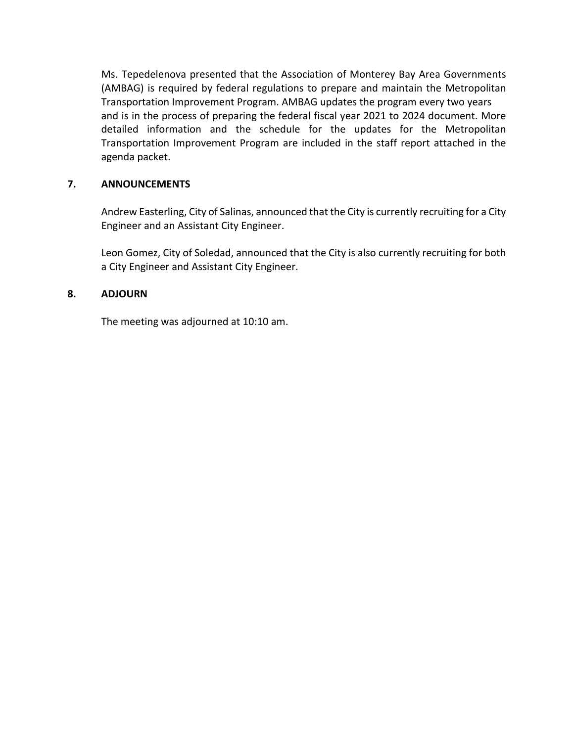Ms. Tepedelenova presented that the Association of Monterey Bay Area Governments (AMBAG) is required by federal regulations to prepare and maintain the Metropolitan Transportation Improvement Program. AMBAG updates the program every two years and is in the process of preparing the federal fiscal year 2021 to 2024 document. More detailed information and the schedule for the updates for the Metropolitan Transportation Improvement Program are included in the staff report attached in the agenda packet.

**7. ANNOUNCEMENTS**

Andrew Easterling, City of Salinas, announced that the City is currently recruiting for a City Engineer and an Assistant City Engineer.

Leon Gomez, City of Soledad, announced that the City is also currently recruiting for both a City Engineer and Assistant City Engineer.

**8. ADJOURN**

The meeting was adjourned at 10:10 am.